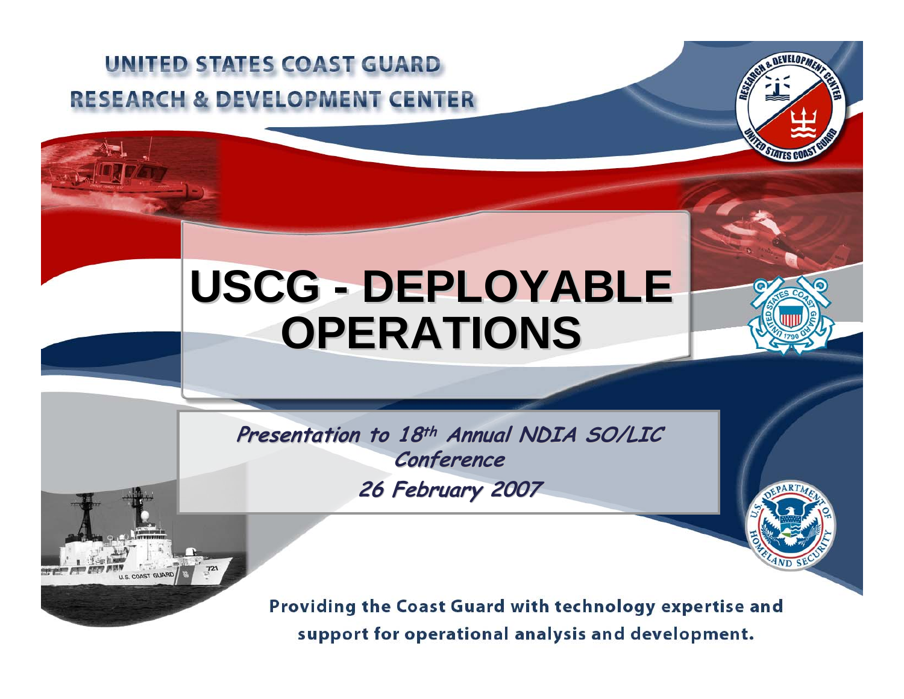UNITED STATES COAST GUARD
RESEARCH & DEVELOPMENT CENTER

# USCG - DEPLOYABLE OPERATIONS

*Presentation to 18th Annual NDIA SO/LIC Conference*

*26 February 2007*

Providing the Coast Guard with technology expertise and support for operational analysis and development.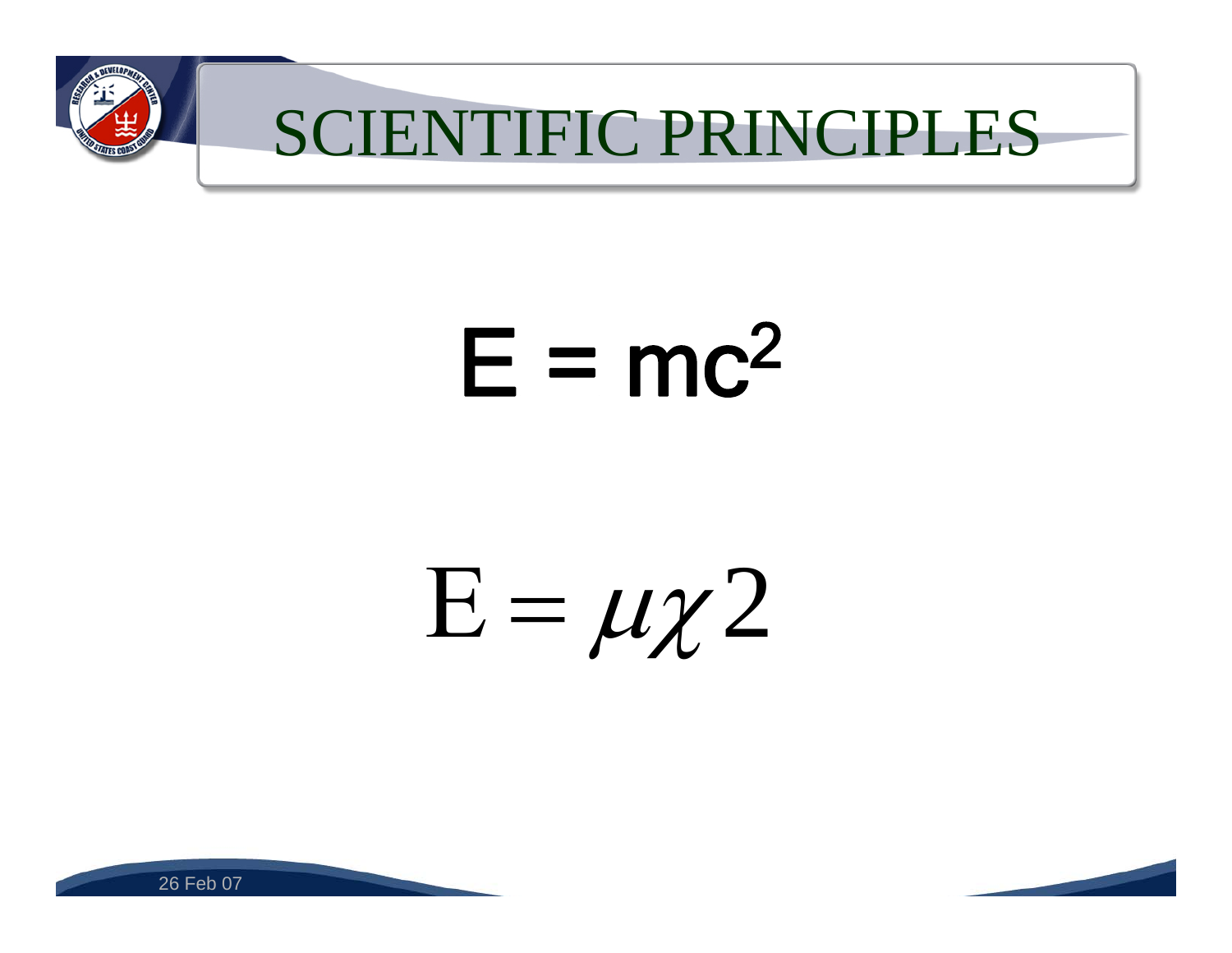# SCIENTIFIC PRINCIPLES

$$E = mc^2$$

$$\mathrm{E} = \mu\chi 2$$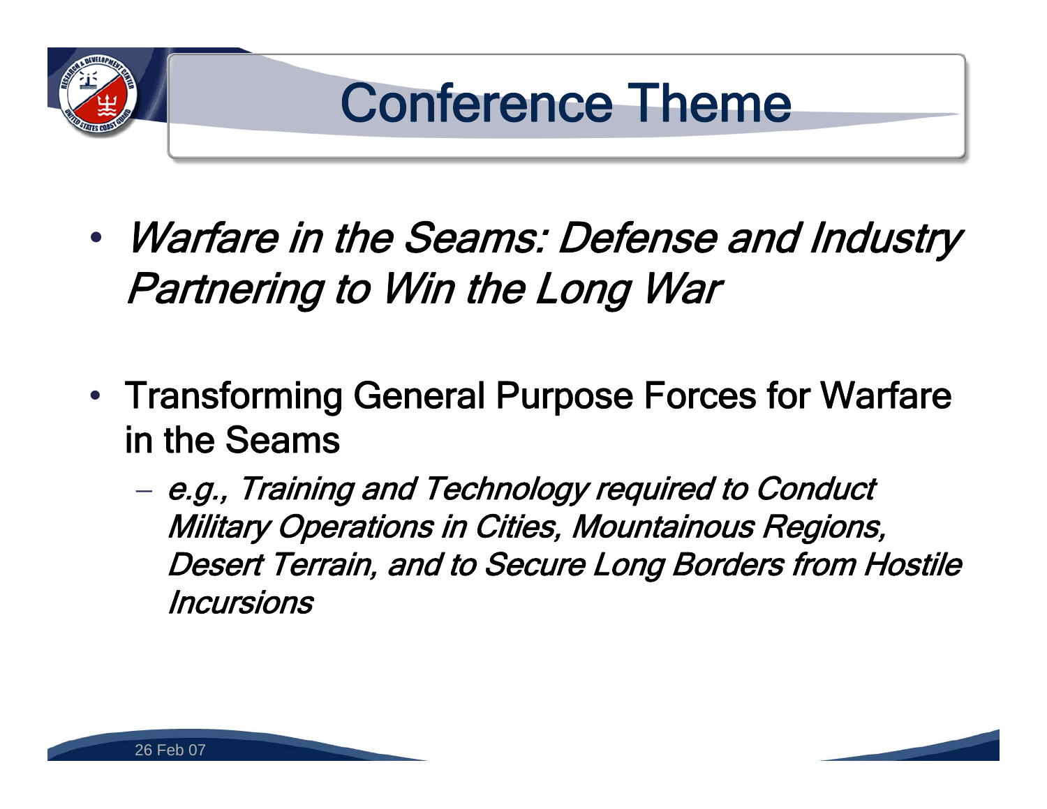# Conference Theme

- *Warfare in the Seams: Defense and Industry Partnering to Win the Long War*

- Transforming General Purpose Forces for Warfare in the Seams
  - *e.g., Training and Technology required to Conduct Military Operations in Cities, Mountainous Regions, Desert Terrain, and to Secure Long Borders from Hostile Incursions*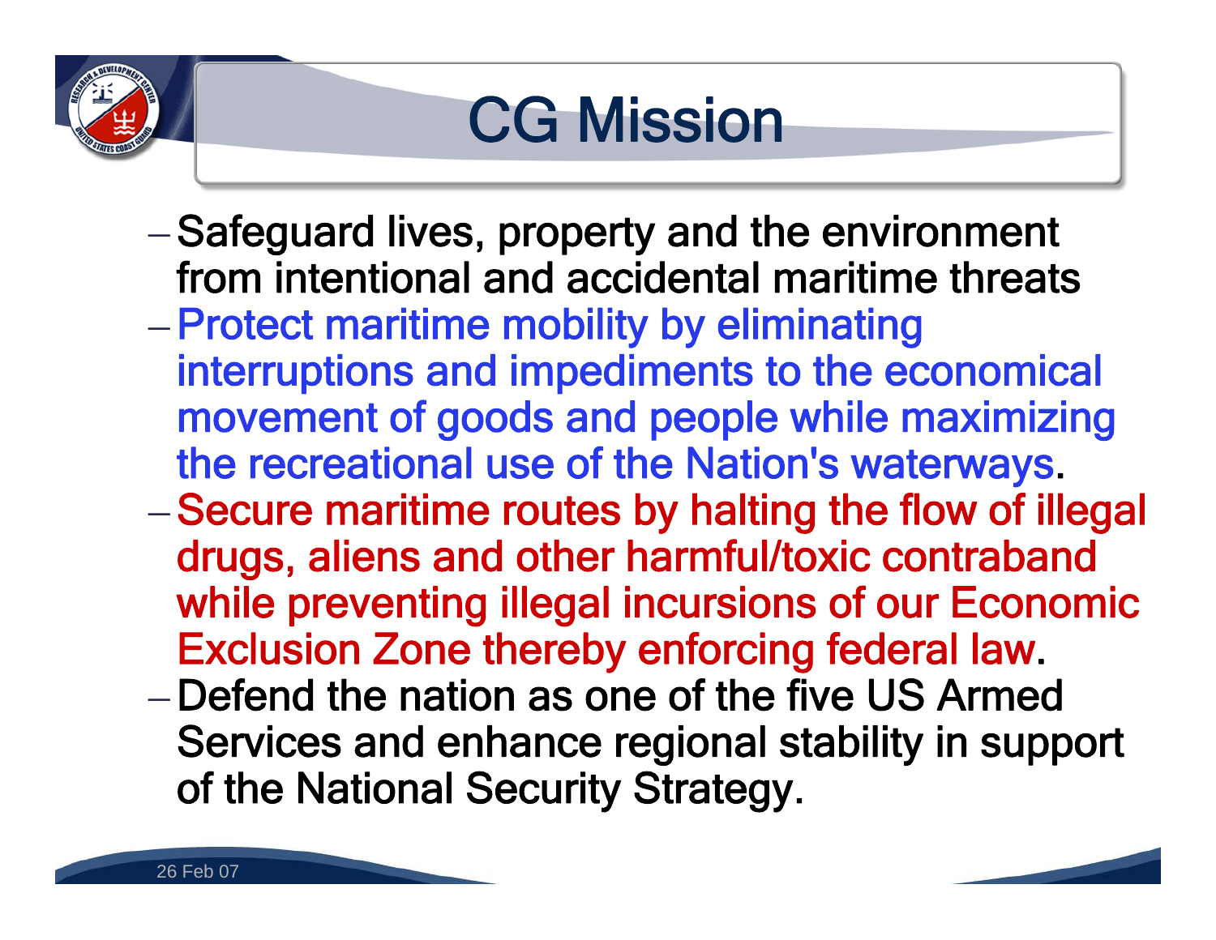# CG Mission

- Safeguard lives, property and the environment from intentional and accidental maritime threats
- Protect maritime mobility by eliminating interruptions and impediments to the economical movement of goods and people while maximizing the recreational use of the Nation's waterways.
- Secure maritime routes by halting the flow of illegal drugs, aliens and other harmful/toxic contraband while preventing illegal incursions of our Economic Exclusion Zone thereby enforcing federal law.
- Defend the nation as one of the five US Armed Services and enhance regional stability in support of the National Security Strategy.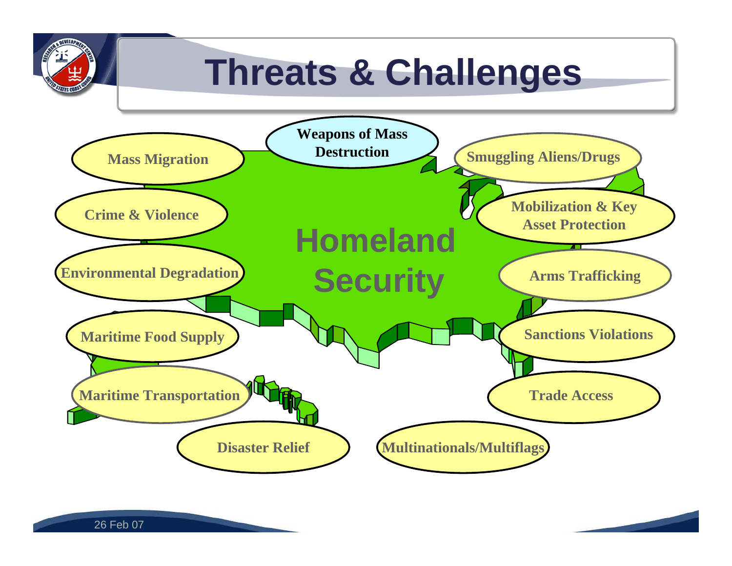# Threats & Challenges

**Homeland Security**

- Weapons of Mass Destruction
- Mass Migration
- Smuggling Aliens/Drugs
- Crime & Violence
- Mobilization & Key Asset Protection
- Environmental Degradation
- Arms Trafficking
- Maritime Food Supply
- Sanctions Violations
- Maritime Transportation
- Trade Access
- Disaster Relief
- Multinationals/Multiflags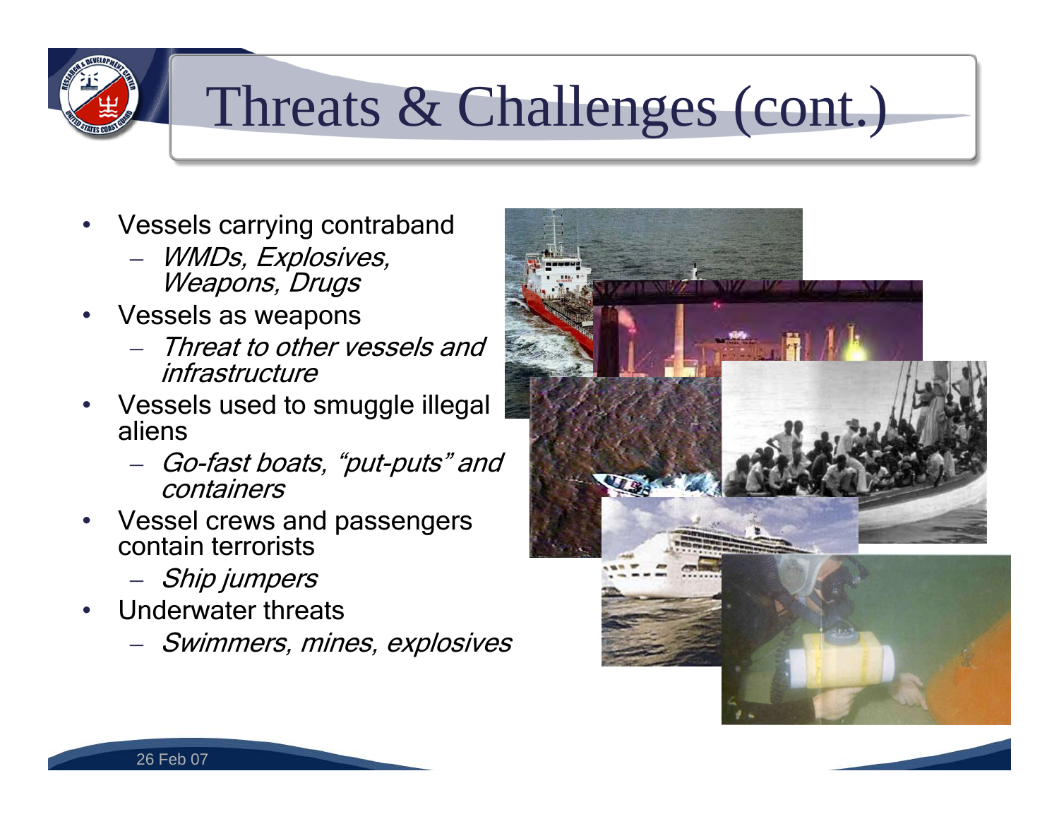# Threats & Challenges (cont.)

- Vessels carrying contraband
  - *WMDs, Explosives, Weapons, Drugs*
- Vessels as weapons
  - *Threat to other vessels and infrastructure*
- Vessels used to smuggle illegal aliens
  - *Go-fast boats, "put-puts" and containers*
- Vessel crews and passengers contain terrorists
  - *Ship jumpers*
- Underwater threats
  - *Swimmers, mines, explosives*

26 Feb 07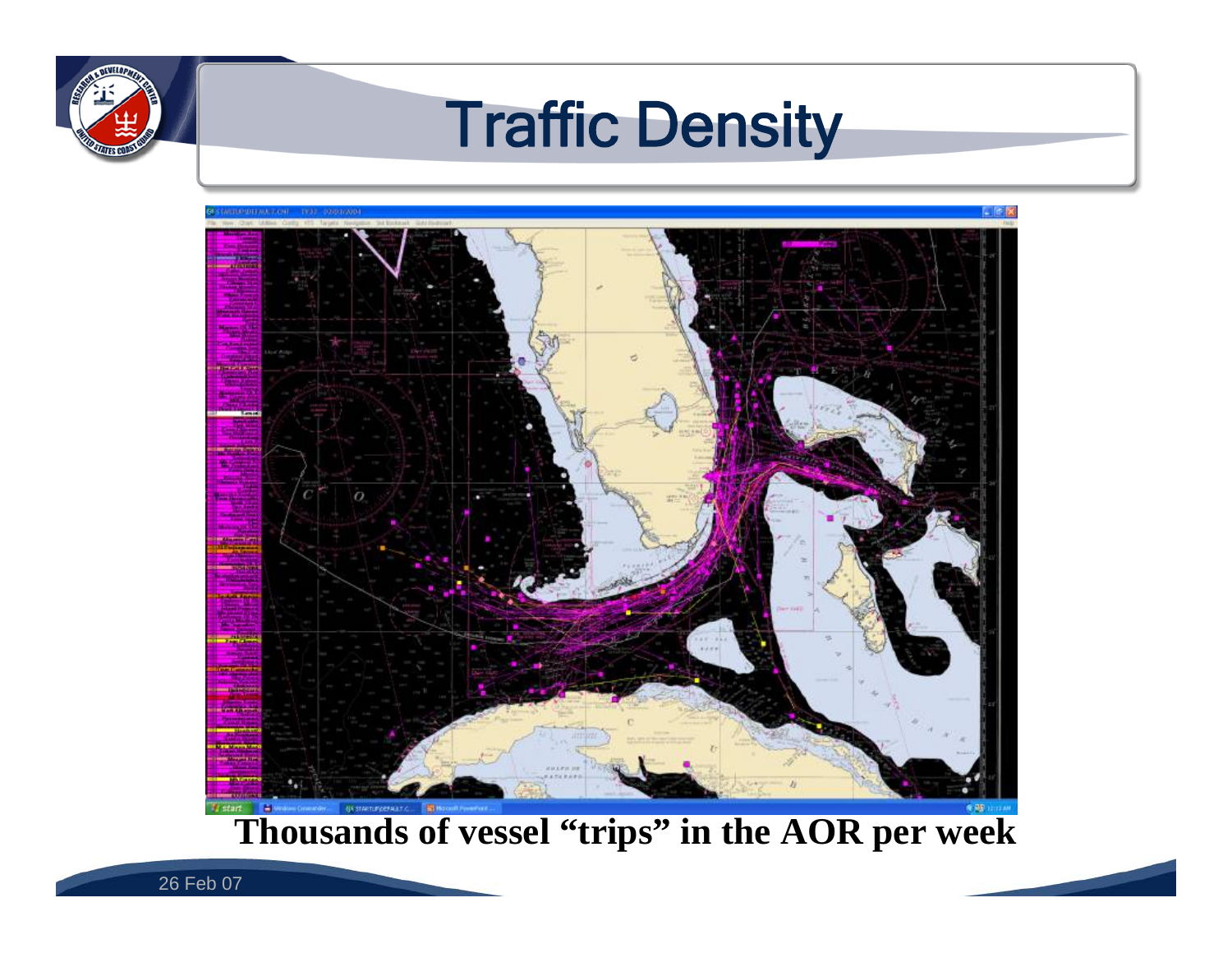# Traffic Density

**Thousands of vessel "trips" in the AOR per week**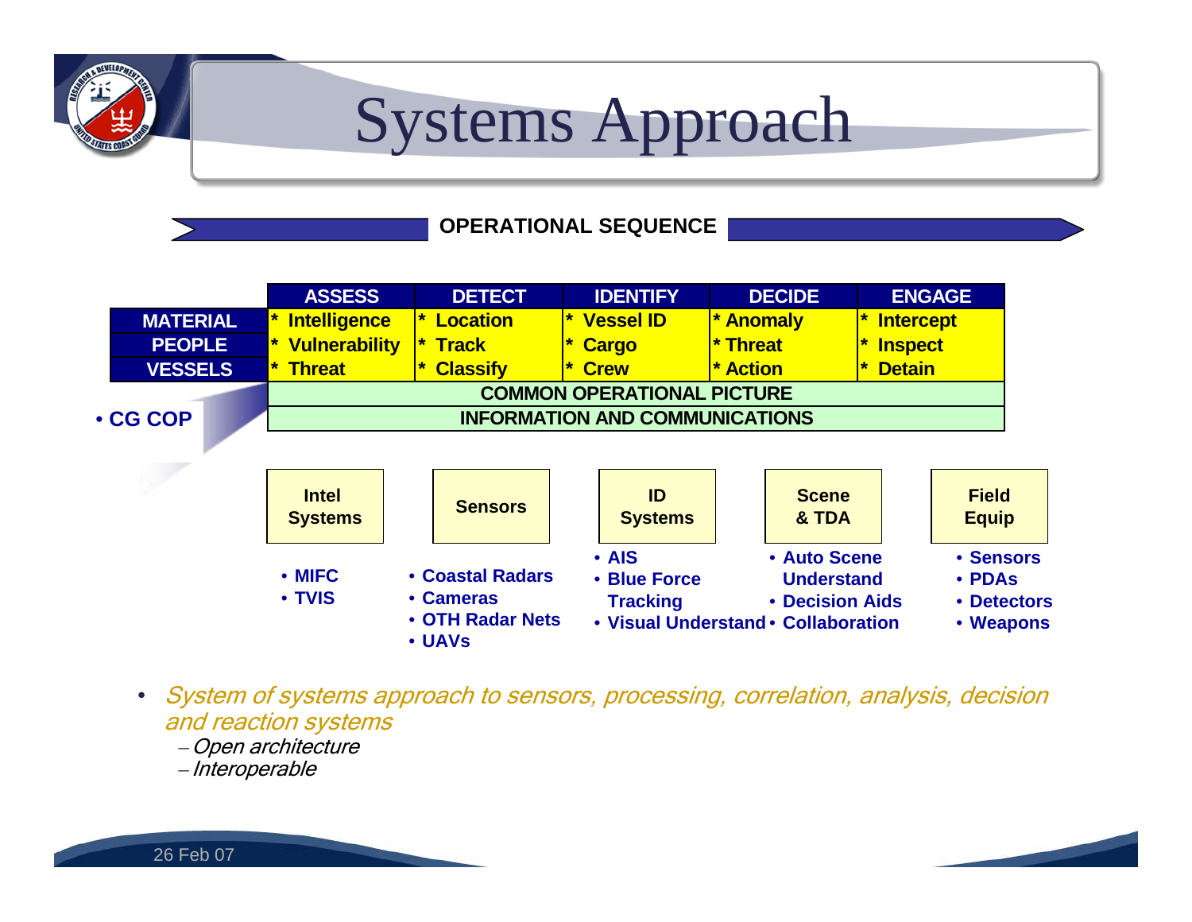# Systems Approach

**OPERATIONAL SEQUENCE**

| | ASSESS | DETECT | IDENTIFY | DECIDE | ENGAGE |
|---|---|---|---|---|---|
| MATERIAL | * Intelligence | * Location | * Vessel ID | * Anomaly | * Intercept |
| PEOPLE | * Vulnerability | * Track | * Cargo | * Threat | * Inspect |
| VESSELS | * Threat | * Classify | * Crew | * Action | * Detain |
| | COMMON OPERATIONAL PICTURE | | | | |
| | INFORMATION AND COMMUNICATIONS | | | | |

- **CG COP**

| Intel Systems | Sensors | ID Systems | Scene & TDA | Field Equip |
|---|---|---|---|---|
| • MIFC<br>• TVIS | • Coastal Radars<br>• Cameras<br>• OTH Radar Nets<br>• UAVs | • AIS<br>• Blue Force Tracking<br>• Visual Understand | • Auto Scene Understand<br>• Decision Aids<br>• Collaboration | • Sensors<br>• PDAs<br>• Detectors<br>• Weapons |

- *System of systems approach to sensors, processing, correlation, analysis, decision and reaction systems*
  - *Open architecture*
  - *Interoperable*

26 Feb 07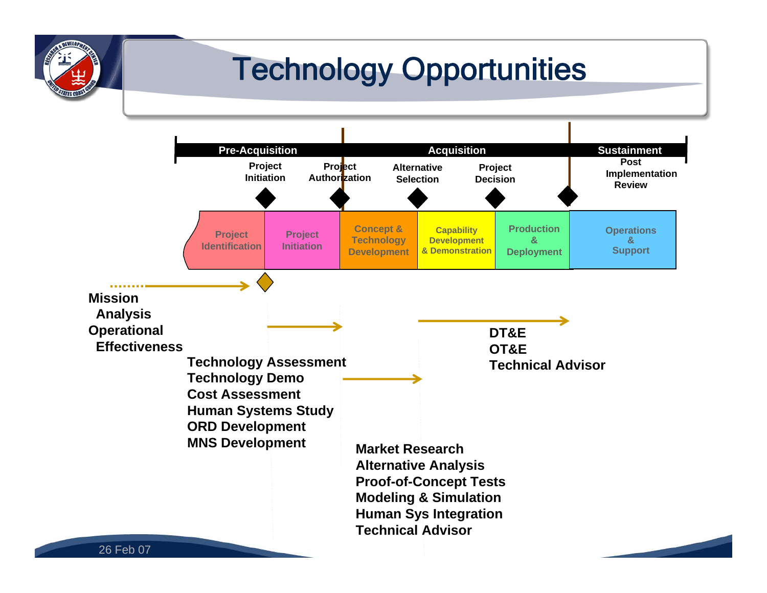# Technology Opportunities

| Pre-Acquisition | | Acquisition | | | Sustainment |
|---|---|---|---|---|---|
| Project Initiation | Project Authorization | Alternative Selection | Project Decision | | Post Implementation Review |
| Project Identification | Project Initiation | Concept & Technology Development | Capability Development & Demonstration | Production & Deployment | Operations & Support |

Mission Analysis
Operational Effectiveness

Technology Assessment
Technology Demo
Cost Assessment
Human Systems Study
ORD Development
MNS Development

Market Research
Alternative Analysis
Proof-of-Concept Tests
Modeling & Simulation
Human Sys Integration
Technical Advisor

DT&E
OT&E
Technical Advisor

26 Feb 07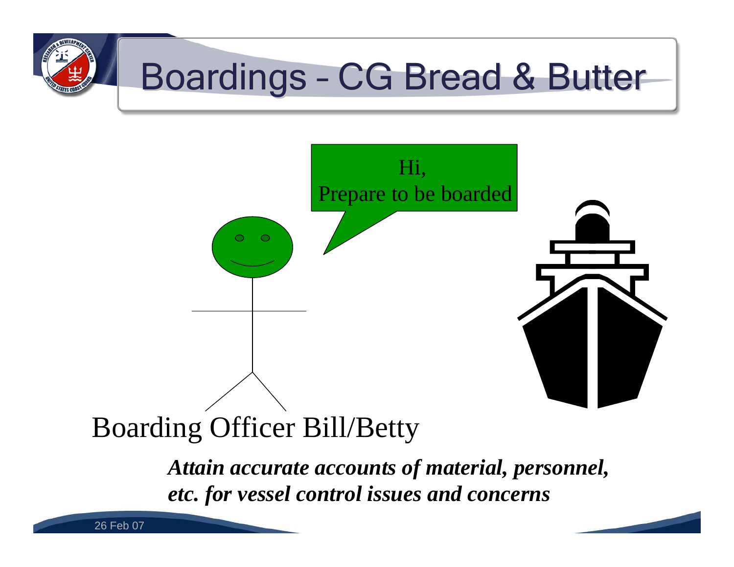# Boardings – CG Bread & Butter

Hi,
Prepare to be boarded

Boarding Officer Bill/Betty

***Attain accurate accounts of material, personnel, etc. for vessel control issues and concerns***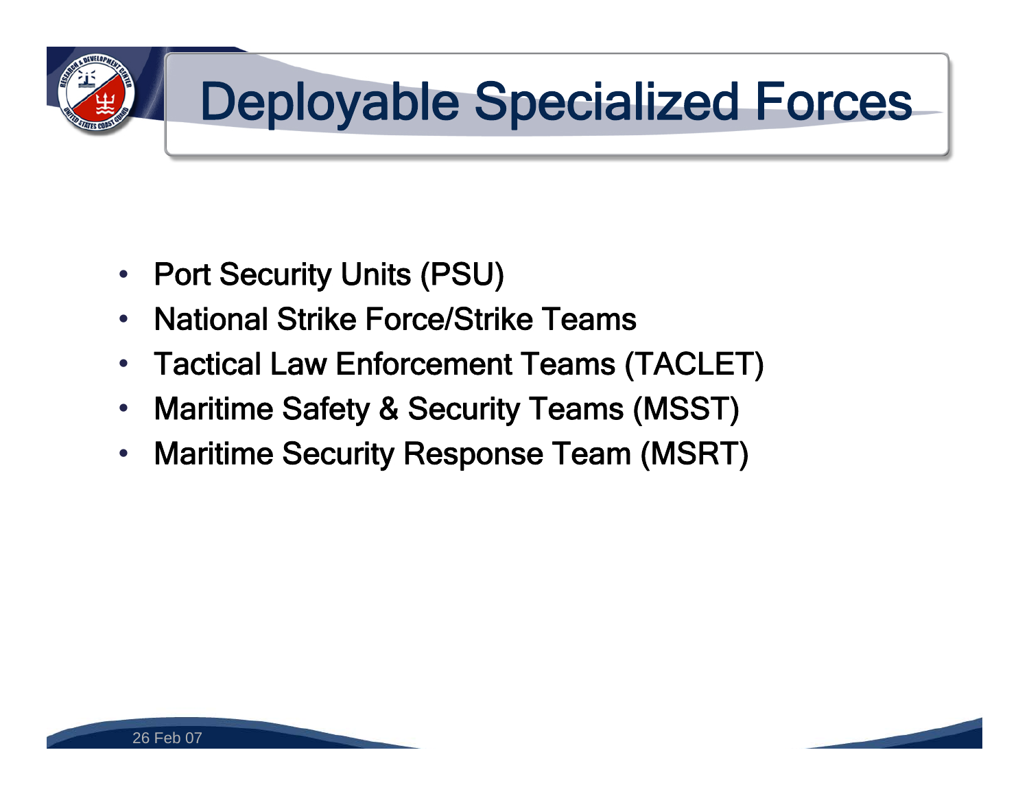# Deployable Specialized Forces

- Port Security Units (PSU)
- National Strike Force/Strike Teams
- Tactical Law Enforcement Teams (TACLET)
- Maritime Safety & Security Teams (MSST)
- Maritime Security Response Team (MSRT)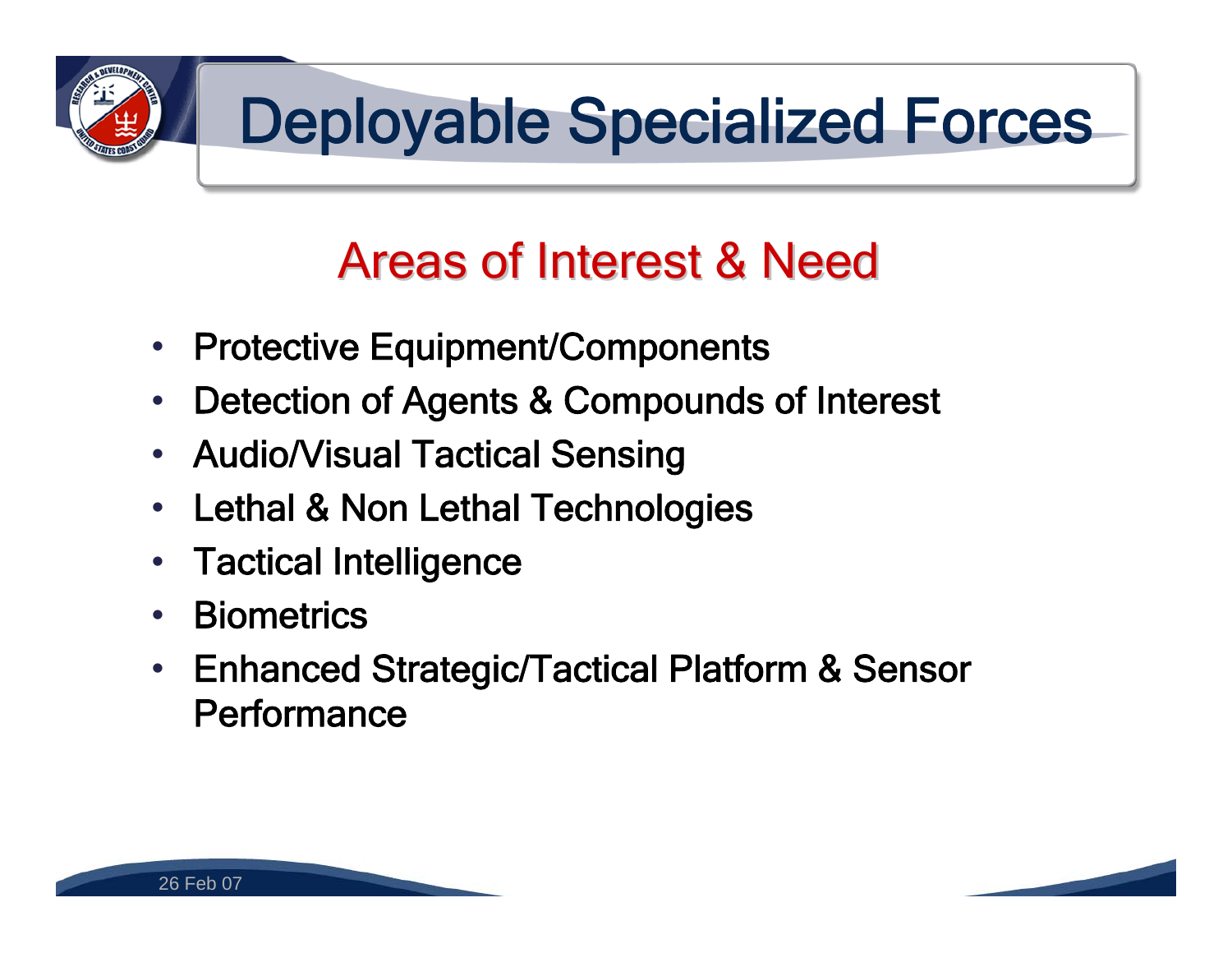# Deployable Specialized Forces

## Areas of Interest & Need

- Protective Equipment/Components
- Detection of Agents & Compounds of Interest
- Audio/Visual Tactical Sensing
- Lethal & Non Lethal Technologies
- Tactical Intelligence
- Biometrics
- Enhanced Strategic/Tactical Platform & Sensor Performance

26 Feb 07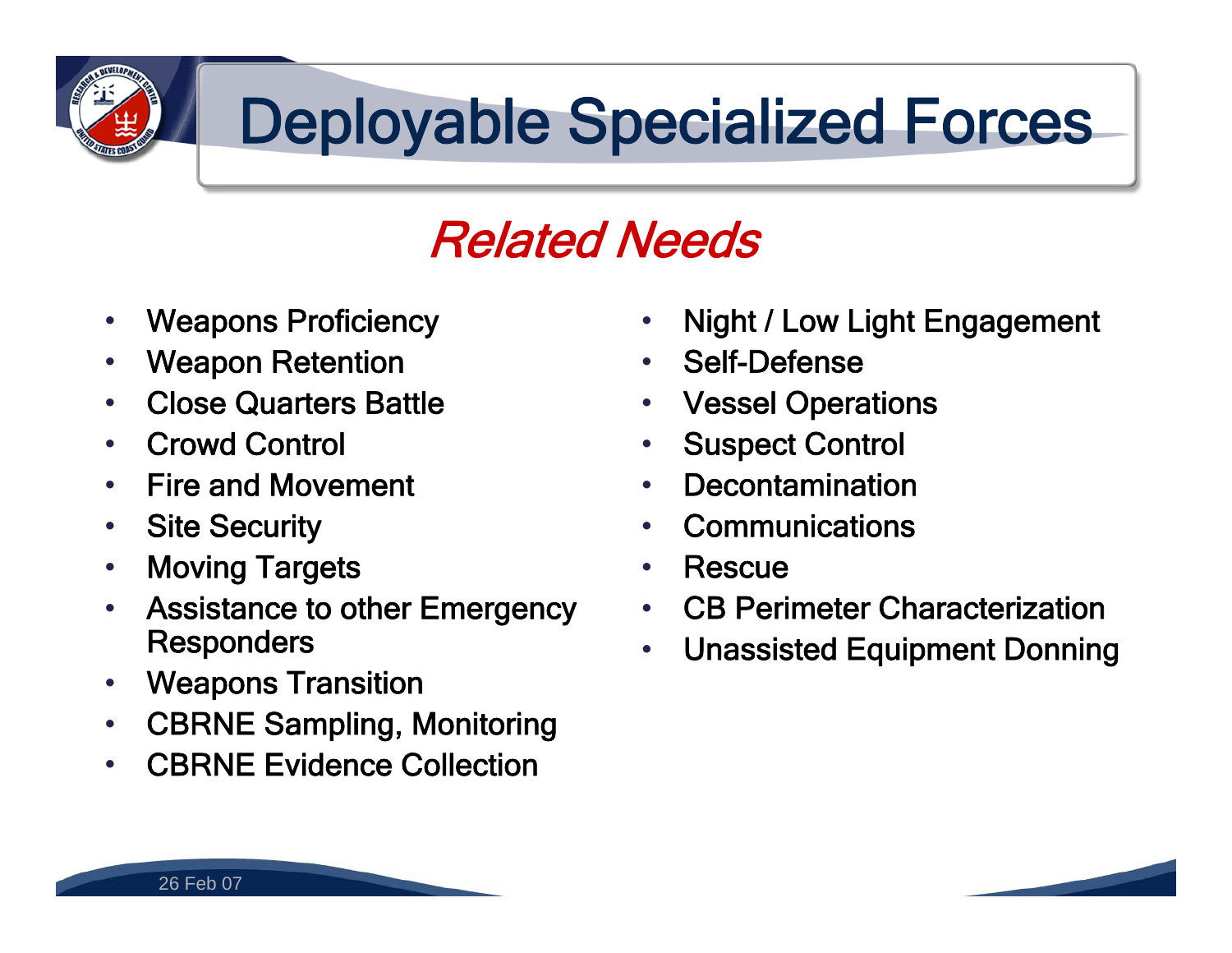# Deployable Specialized Forces

## *Related Needs*

- Weapons Proficiency
- Weapon Retention
- Close Quarters Battle
- Crowd Control
- Fire and Movement
- Site Security
- Moving Targets
- Assistance to other Emergency Responders
- Weapons Transition
- CBRNE Sampling, Monitoring
- CBRNE Evidence Collection
- Night / Low Light Engagement
- Self-Defense
- Vessel Operations
- Suspect Control
- Decontamination
- Communications
- Rescue
- CB Perimeter Characterization
- Unassisted Equipment Donning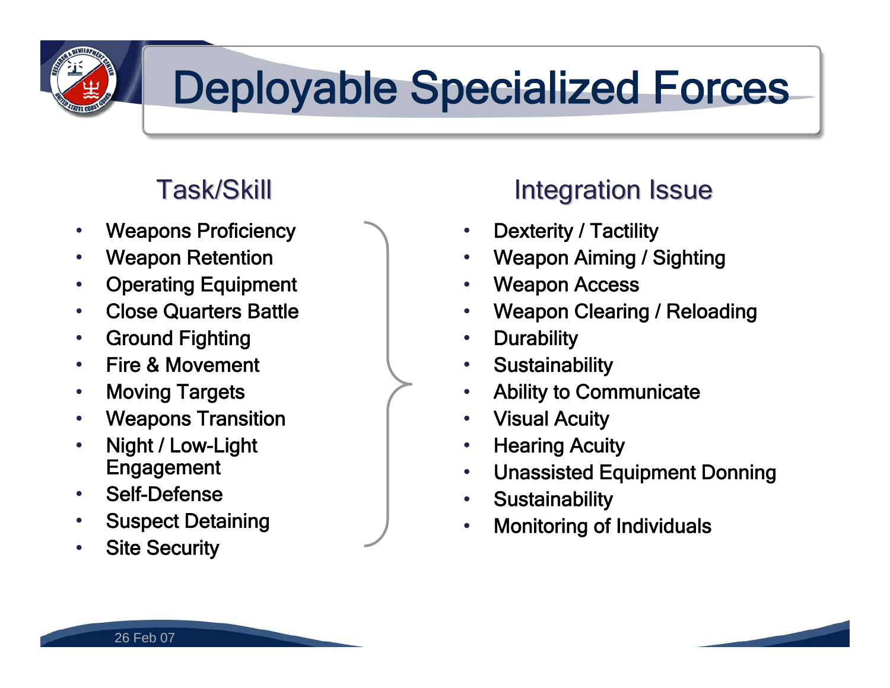# Deployable Specialized Forces

## Task/Skill

- Weapons Proficiency
- Weapon Retention
- Operating Equipment
- Close Quarters Battle
- Ground Fighting
- Fire & Movement
- Moving Targets
- Weapons Transition
- Night / Low-Light Engagement
- Self-Defense
- Suspect Detaining
- Site Security

## Integration Issue

- Dexterity / Tactility
- Weapon Aiming / Sighting
- Weapon Access
- Weapon Clearing / Reloading
- Durability
- Sustainability
- Ability to Communicate
- Visual Acuity
- Hearing Acuity
- Unassisted Equipment Donning
- Sustainability
- Monitoring of Individuals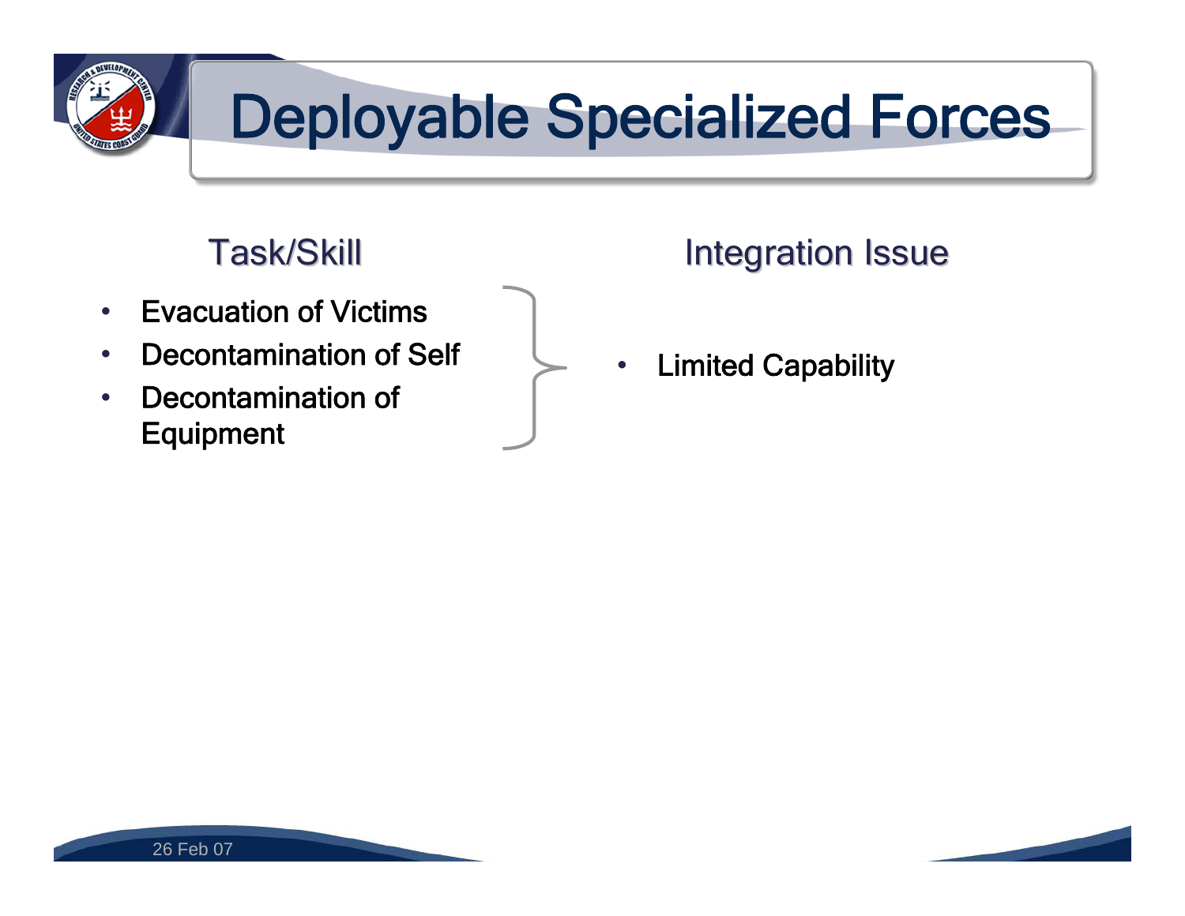# Deployable Specialized Forces

| Task/Skill | Integration Issue |
|---|---|
| • Evacuation of Victims<br>• Decontamination of Self<br>• Decontamination of Equipment | • Limited Capability |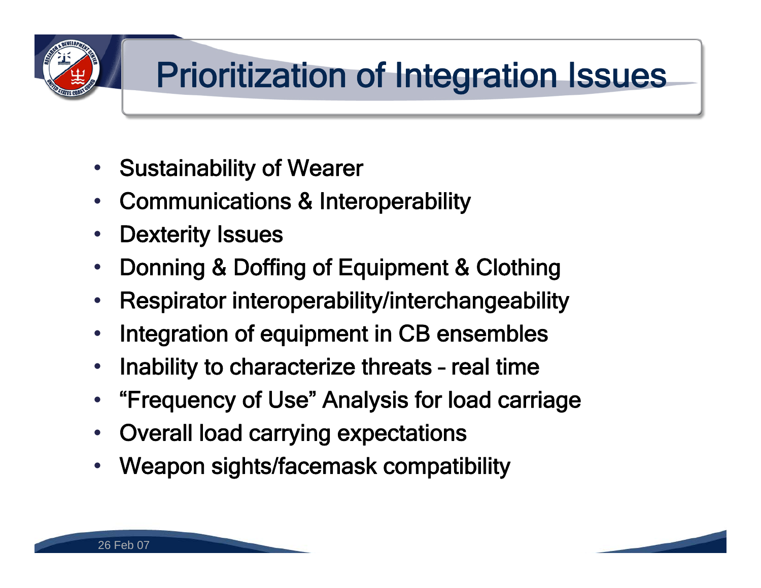# Prioritization of Integration Issues

- Sustainability of Wearer
- Communications & Interoperability
- Dexterity Issues
- Donning & Doffing of Equipment & Clothing
- Respirator interoperability/interchangeability
- Integration of equipment in CB ensembles
- Inability to characterize threats – real time
- "Frequency of Use" Analysis for load carriage
- Overall load carrying expectations
- Weapon sights/facemask compatibility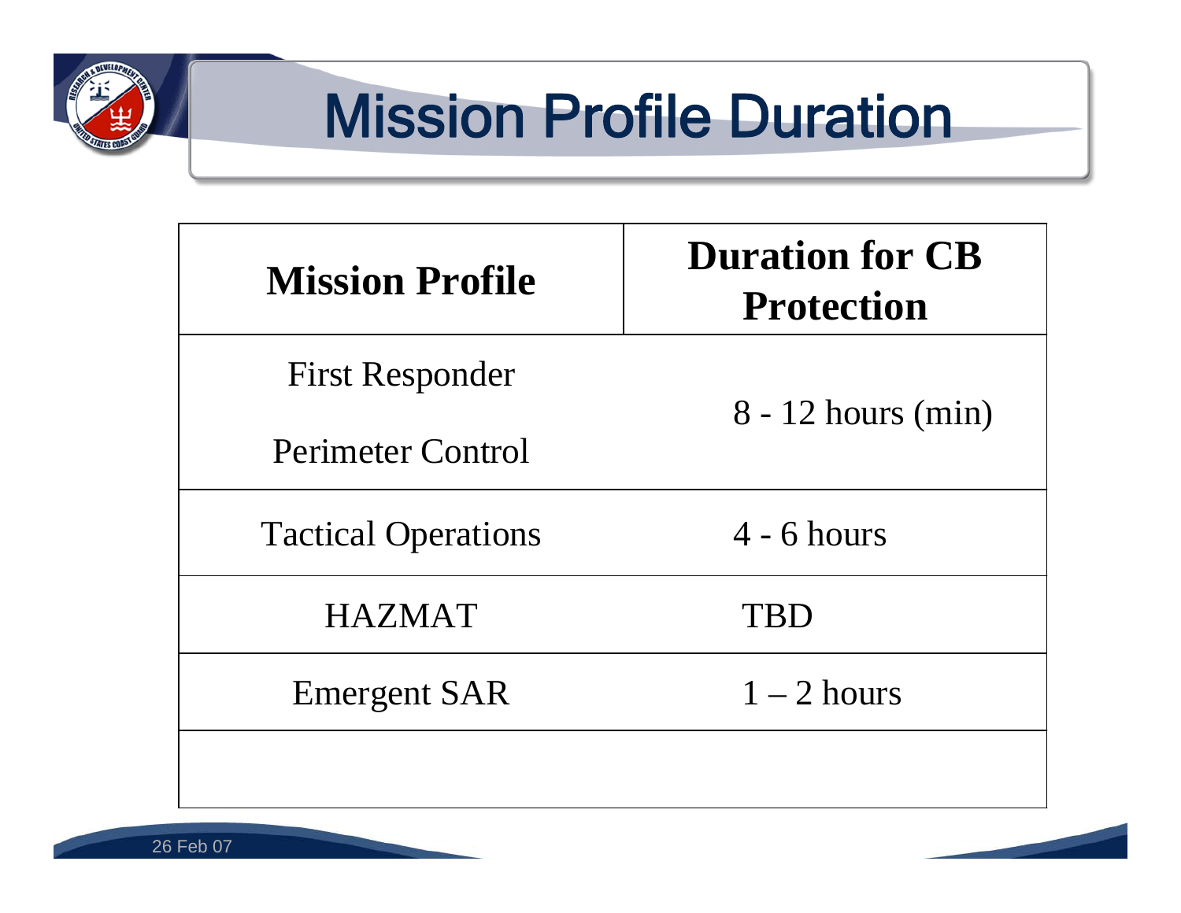# Mission Profile Duration

| Mission Profile | Duration for CB Protection |
|---|---|
| First Responder<br><br>Perimeter Control | 8 - 12 hours (min) |
| Tactical Operations | 4 - 6 hours |
| HAZMAT | TBD |
| Emergent SAR | 1 – 2 hours |
| | |

26 Feb 07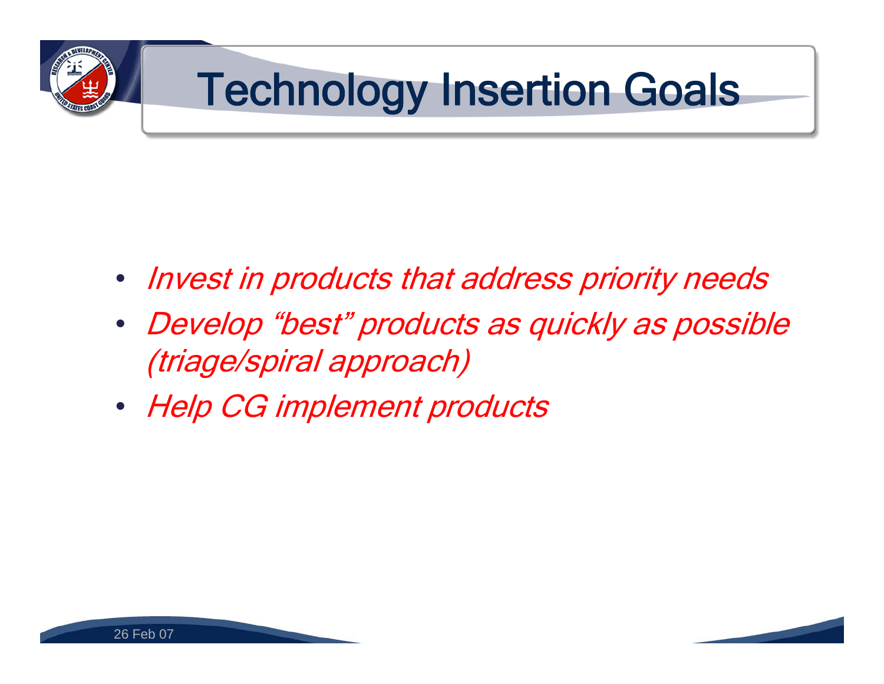# Technology Insertion Goals

- *Invest in products that address priority needs*
- *Develop "best" products as quickly as possible (triage/spiral approach)*
- *Help CG implement products*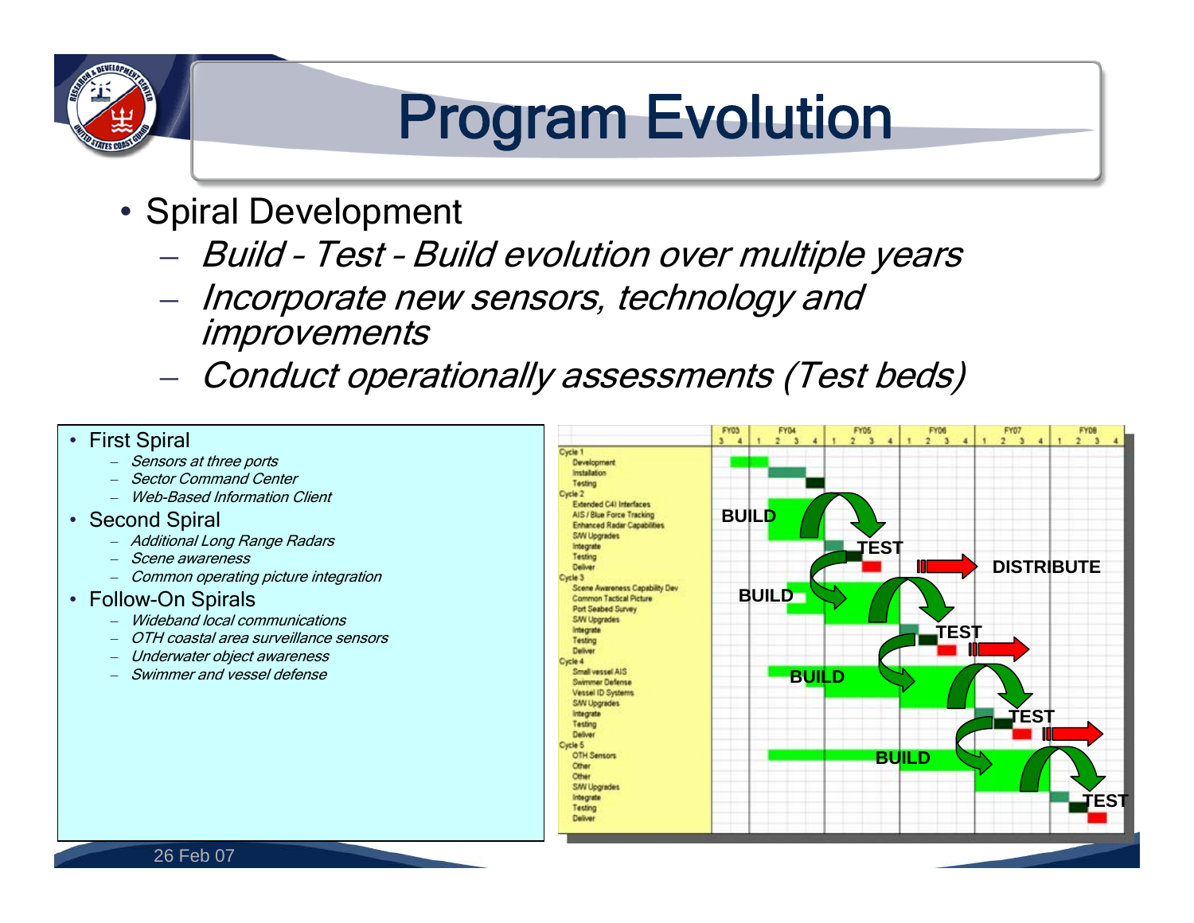# Program Evolution

- Spiral Development
  - *Build – Test – Build evolution over multiple years*
  - *Incorporate new sensors, technology and improvements*
  - *Conduct operationally assessments (Test beds)*

- First Spiral
  - *Sensors at three ports*
  - *Sector Command Center*
  - *Web-Based Information Client*
- Second Spiral
  - *Additional Long Range Radars*
  - *Scene awareness*
  - *Common operating picture integration*
- Follow-On Spirals
  - *Wideband local communications*
  - *OTH coastal area surveillance sensors*
  - *Underwater object awareness*
  - *Swimmer and vessel defense*

FY03 | FY04 | FY05 | FY06 | FY07 | FY08

Cycle 1: Development, Installation, Testing

Cycle 2: Extended C4I Interfaces, AIS / Blue Force Tracking, Enhanced Radar Capabilities, S/W Upgrades, Integrate, Testing, Deliver

Cycle 3: Scene Awareness Capability Dev, Common Tactical Picture, Port Seabed Survey, S/W Upgrades, Integrate, Testing, Deliver

Cycle 4: Small vessel AIS, Swimmer Defense, Vessel ID Systems, S/W Upgrades, Integrate, Testing, Deliver

Cycle 5: OTH Sensors, Other, Other, S/W Upgrades, Integrate, Testing, Deliver

BUILD → TEST → DISTRIBUTE

BUILD → TEST

BUILD → TEST

BUILD → TEST

26 Feb 07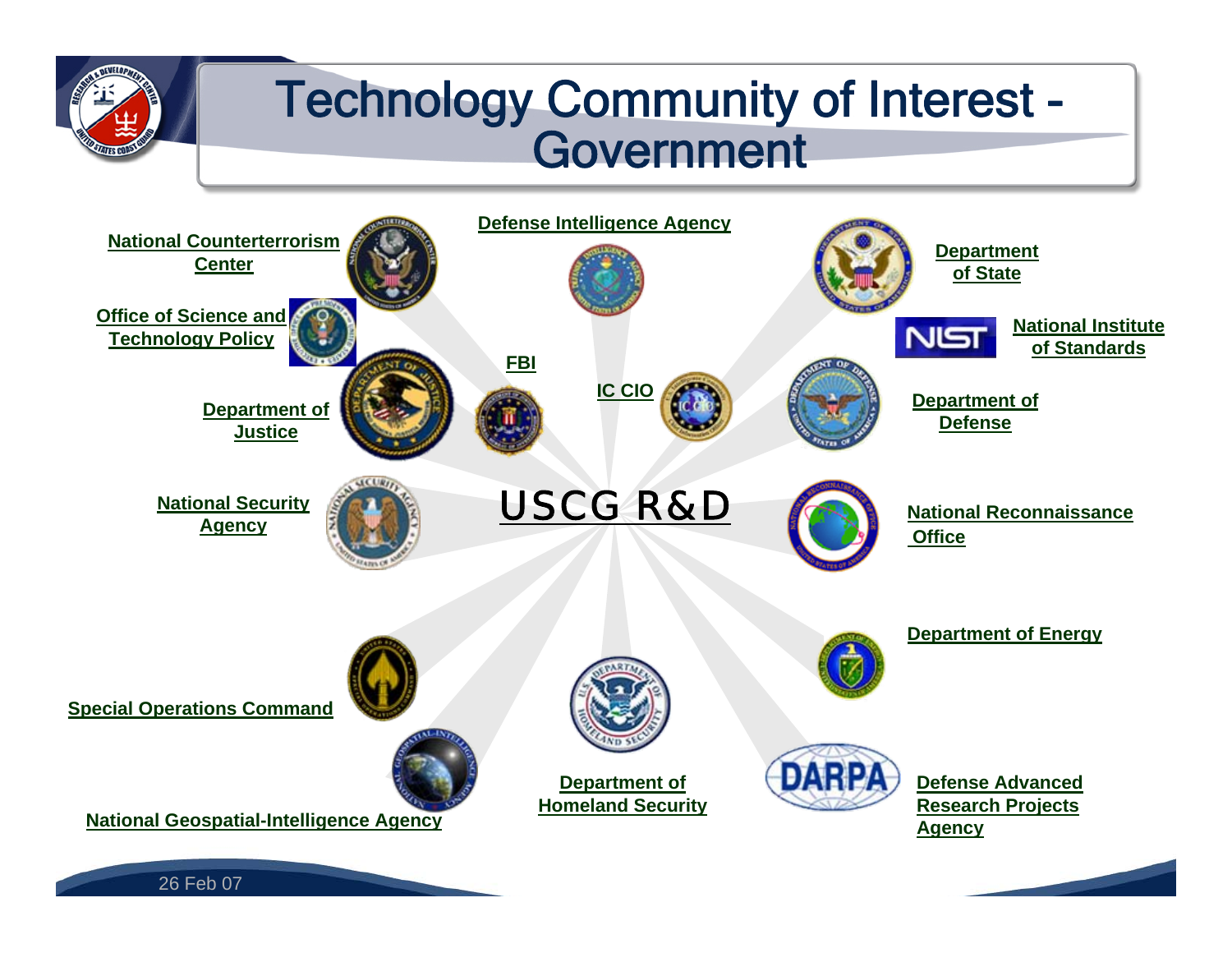# Technology Community of Interest - Government

**USCG R&D**

- National Counterterrorism Center
- Office of Science and Technology Policy
- Department of Justice
- National Security Agency
- Special Operations Command
- National Geospatial-Intelligence Agency
- Defense Intelligence Agency
- FBI
- IC CIO
- Department of Homeland Security
- Department of State
- National Institute of Standards
- Department of Defense
- National Reconnaissance Office
- Department of Energy
- Defense Advanced Research Projects Agency

26 Feb 07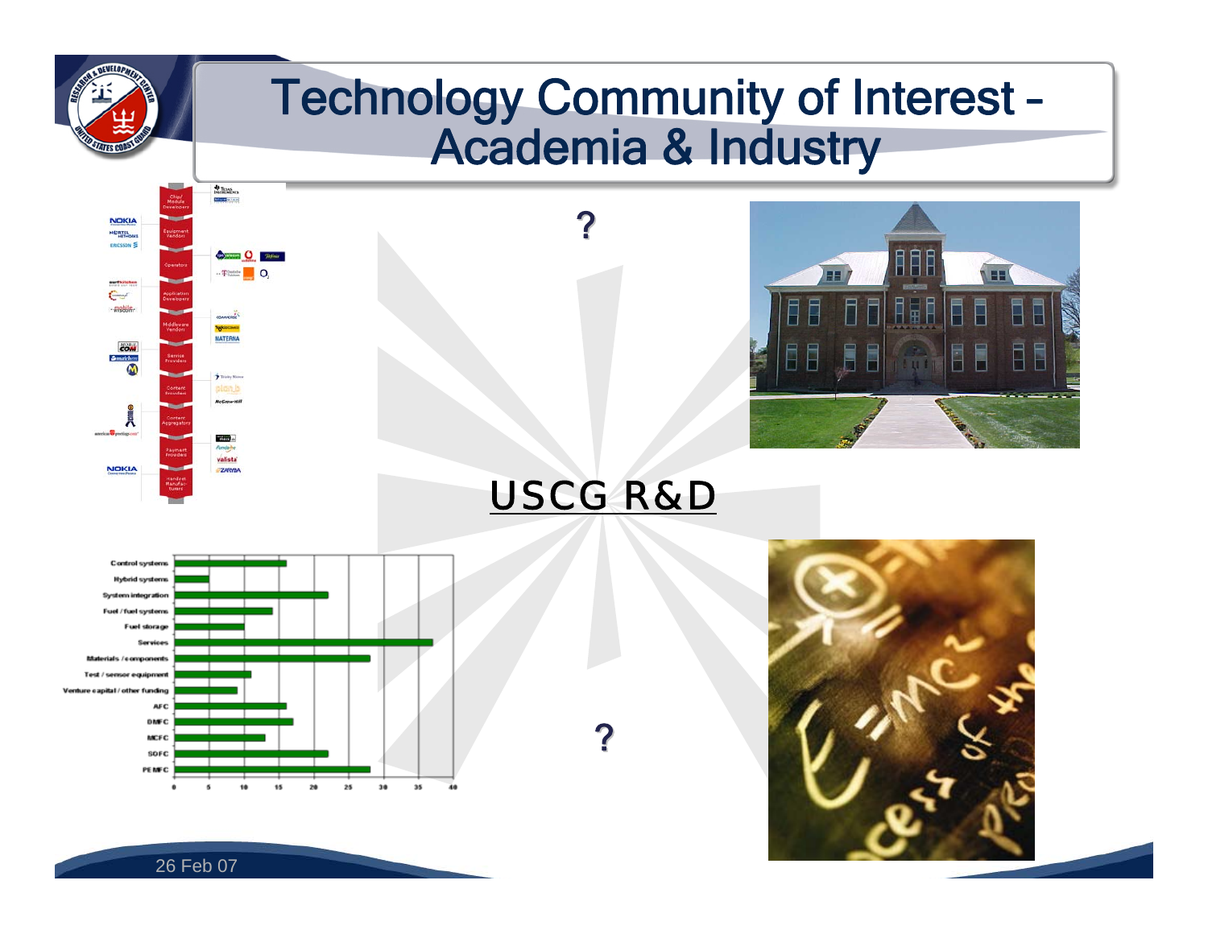# Technology Community of Interest – Academia & Industry

?

USCG R&D

?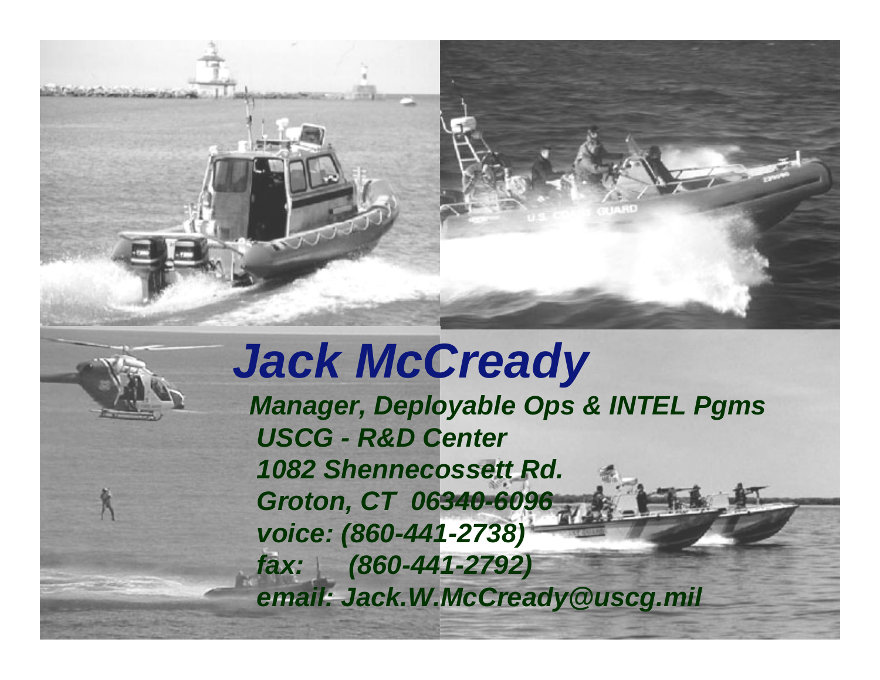# *Jack McCready*

***Manager, Deployable Ops & INTEL Pgms***
***USCG - R&D Center***
***1082 Shennecossett Rd.***
***Groton, CT 06340-6096***
***voice: (860-441-2738)***
***fax: (860-441-2792)***
***email: Jack.W.McCready@uscg.mil***